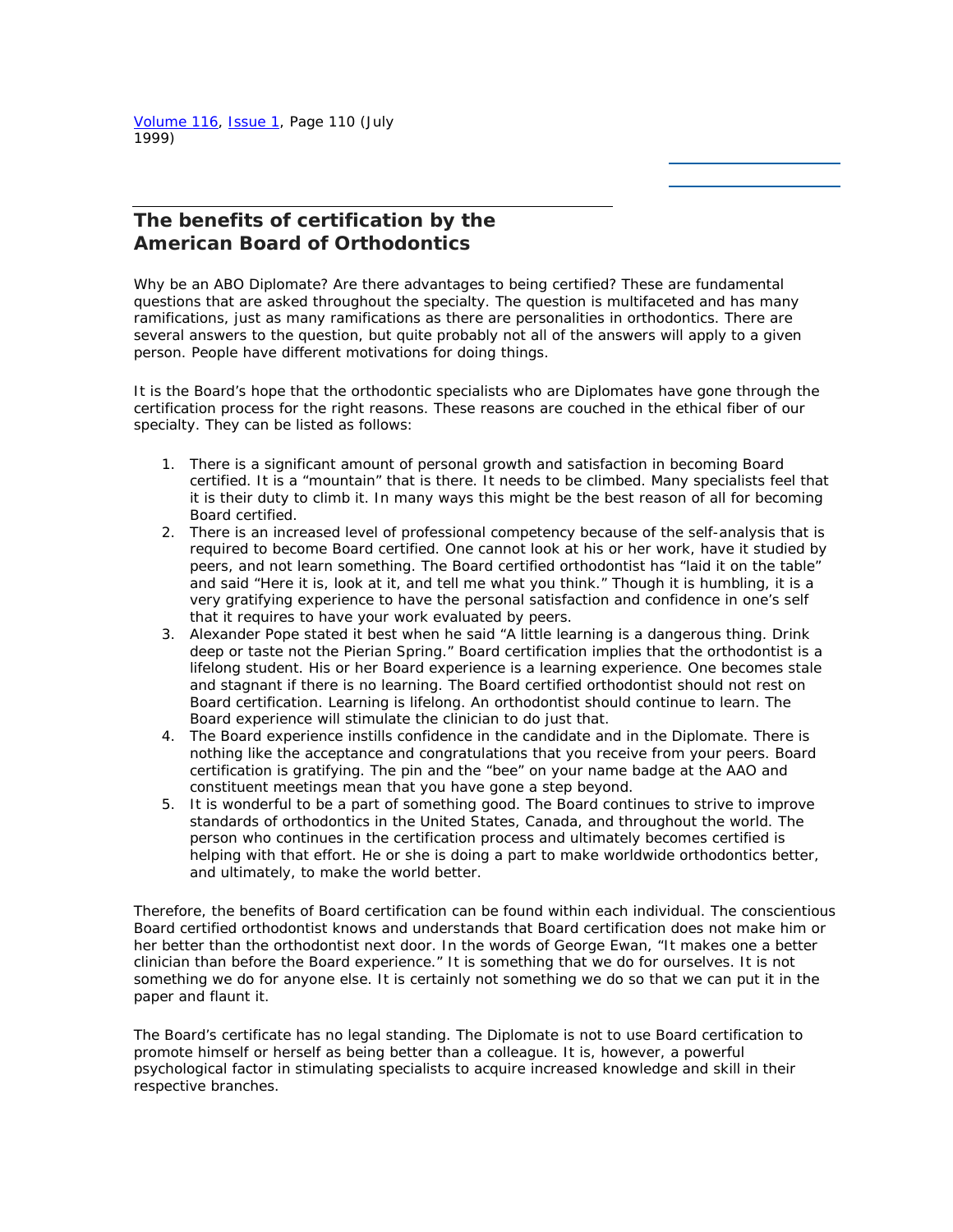# The benefits of certification by the American Board of Orthodontics

Why be an ABO Diplomate? Are there advantages to being certified? These are fundamental questions that are asked throughout the specialty. The question is multifaceted and has many ramifications, just as many ramifications as there are personalities in orthodontics. There are several answers to the question, but quite probably not all of the answers will apply to a given person. People have different motivations for doing things.

It is the Board's hope that the orthodontic specialists who are Diplomates have gone through the certification process for the right reasons. These reasons are couched in the ethical fiber of our specialty. They can be listed as follows:

1. There is a significant amount of personal growth and satisfaction in becoming Board certified. It is a "mountain" that is there. It needs to be climbed. Many specialists feel that it is their duty to climb it. In many ways this might be the best reason of all for becoming Board certified.
2. There is an increased level of professional competency because of the self-analysis that is required to become Board certified. One cannot look at his or her work, have it studied by peers, and not learn something. The Board certified orthodontist has "laid it on the table" and said "Here it is, look at it, and tell me what you think." Though it is humbling, it is a very gratifying experience to have the personal satisfaction and confidence in one's self that it requires to have your work evaluated by peers.
3. Alexander Pope stated it best when he said "A little learning is a dangerous thing. Drink deep or taste not the Pierian Spring." Board certification implies that the orthodontist is a lifelong student. His or her Board experience is a learning experience. One becomes stale and stagnant if there is no learning. The Board certified orthodontist should not rest on Board certification. Learning is lifelong. An orthodontist should continue to learn. The Board experience will stimulate the clinician to do just that.
4. The Board experience instills confidence in the candidate and in the Diplomate. There is nothing like the acceptance and congratulations that you receive from your peers. Board certification is gratifying. The pin and the "bee" on your name badge at the AAO and constituent meetings mean that you have gone a step beyond.
5. It is wonderful to be a part of something good. The Board continues to strive to improve standards of orthodontics in the United States, Canada, and throughout the world. The person who continues in the certification process and ultimately becomes certified is helping with that effort. He or she is doing a part to make worldwide orthodontics better, and ultimately, to make the world better.

Therefore, the benefits of Board certification can be found within each individual. The conscientious Board certified orthodontist knows and understands that Board certification does not make him or her better than the orthodontist next door. In the words of George Ewan, "It makes one a better clinician than before the Board experience." It is something that we do for ourselves. It is not something we do for anyone else. It is certainly not something we do so that we can put it in the paper and flaunt it.

The Board's certificate has no legal standing. The Diplomate is not to use Board certification to promote himself or herself as being better than a colleague. It is, however, a powerful psychological factor in stimulating specialists to acquire increased knowledge and skill in their respective branches.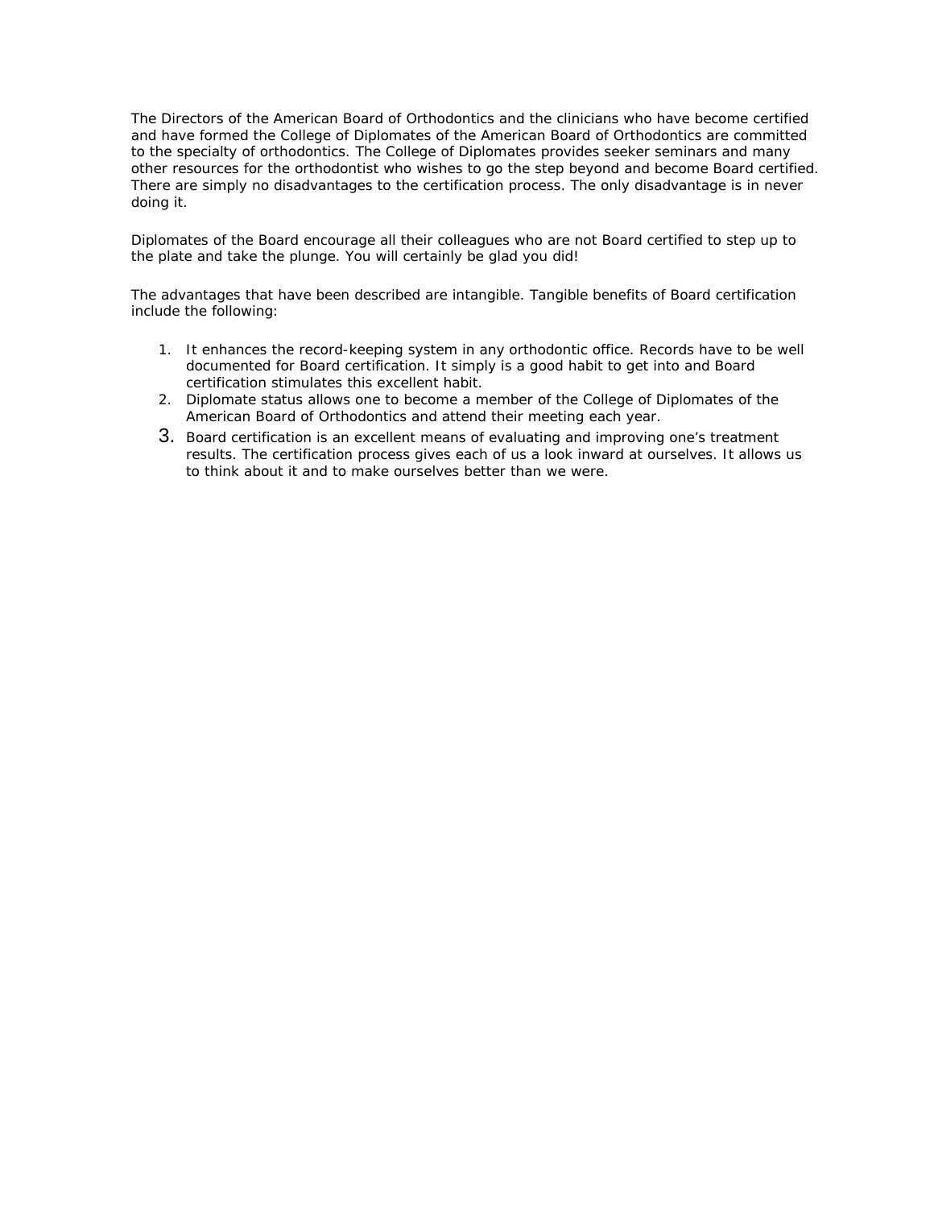The Directors of the American Board of Orthodontics and the clinicians who have become certified and have formed the College of Diplomates of the American Board of Orthodontics are committed to the specialty of orthodontics. The College of Diplomates provides seeker seminars and many other resources for the orthodontist who wishes to go the step beyond and become Board certified. There are simply no disadvantages to the certification process. The only disadvantage is in never doing it.

Diplomates of the Board encourage all their colleagues who are not Board certified to step up to the plate and take the plunge. You will certainly be glad you did!

The advantages that have been described are intangible. Tangible benefits of Board certification include the following:

1. It enhances the record-keeping system in any orthodontic office. Records have to be well documented for Board certification. It simply is a good habit to get into and Board certification stimulates this excellent habit.
2. Diplomate status allows one to become a member of the College of Diplomates of the American Board of Orthodontics and attend their meeting each year.
3. Board certification is an excellent means of evaluating and improving one's treatment results. The certification process gives each of us a look inward at ourselves. It allows us to think about it and to make ourselves better than we were.